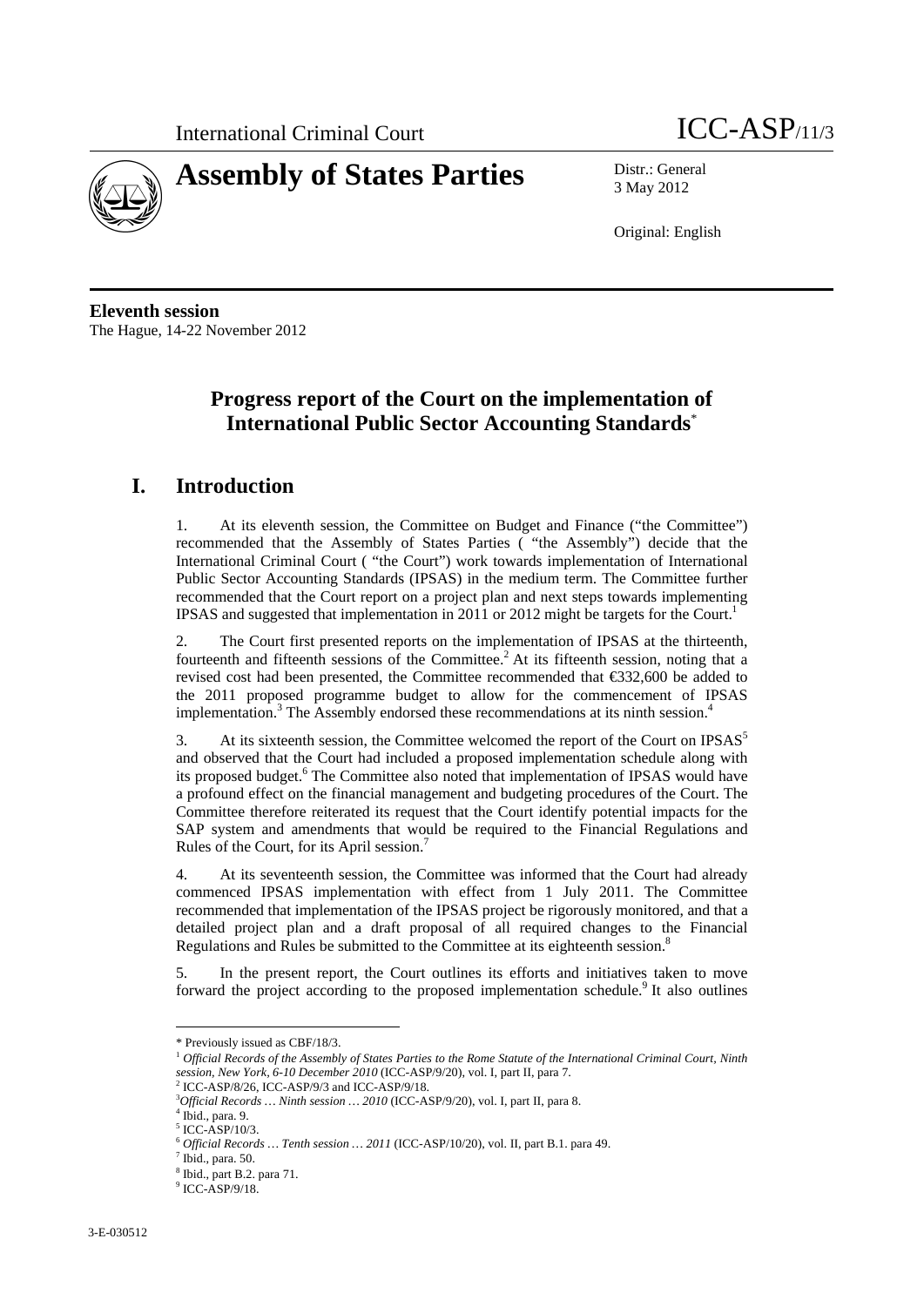International Criminal Court

ICC-ASP/11/3

# Assembly of States Parties

Distr.: General
3 May 2012

Original: English

**Eleventh session**
The Hague, 14-22 November 2012

## Progress report of the Court on the implementation of International Public Sector Accounting Standards*

## I. Introduction

1. At its eleventh session, the Committee on Budget and Finance ("the Committee") recommended that the Assembly of States Parties ( "the Assembly") decide that the International Criminal Court ( "the Court") work towards implementation of International Public Sector Accounting Standards (IPSAS) in the medium term. The Committee further recommended that the Court report on a project plan and next steps towards implementing IPSAS and suggested that implementation in 2011 or 2012 might be targets for the Court.[1]

2. The Court first presented reports on the implementation of IPSAS at the thirteenth, fourteenth and fifteenth sessions of the Committee.[2] At its fifteenth session, noting that a revised cost had been presented, the Committee recommended that €332,600 be added to the 2011 proposed programme budget to allow for the commencement of IPSAS implementation.[3] The Assembly endorsed these recommendations at its ninth session.[4]

3. At its sixteenth session, the Committee welcomed the report of the Court on IPSAS[5] and observed that the Court had included a proposed implementation schedule along with its proposed budget.[6] The Committee also noted that implementation of IPSAS would have a profound effect on the financial management and budgeting procedures of the Court. The Committee therefore reiterated its request that the Court identify potential impacts for the SAP system and amendments that would be required to the Financial Regulations and Rules of the Court, for its April session.[7]

4. At its seventeenth session, the Committee was informed that the Court had already commenced IPSAS implementation with effect from 1 July 2011. The Committee recommended that implementation of the IPSAS project be rigorously monitored, and that a detailed project plan and a draft proposal of all required changes to the Financial Regulations and Rules be submitted to the Committee at its eighteenth session.[8]

5. In the present report, the Court outlines its efforts and initiatives taken to move forward the project according to the proposed implementation schedule.[9] It also outlines

---

\* Previously issued as CBF/18/3.

[1] *Official Records of the Assembly of States Parties to the Rome Statute of the International Criminal Court, Ninth session, New York, 6-10 December 2010* (ICC-ASP/9/20), vol. I, part II, para 7.

[2] ICC-ASP/8/26, ICC-ASP/9/3 and ICC-ASP/9/18.

[3] *Official Records … Ninth session … 2010* (ICC-ASP/9/20), vol. I, part II, para 8.

[4] Ibid., para. 9.

[5] ICC-ASP/10/3.

[6] *Official Records … Tenth session … 2011* (ICC-ASP/10/20), vol. II, part B.1. para 49.

[7] Ibid., para. 50.

[8] Ibid., part B.2. para 71.

[9] ICC-ASP/9/18.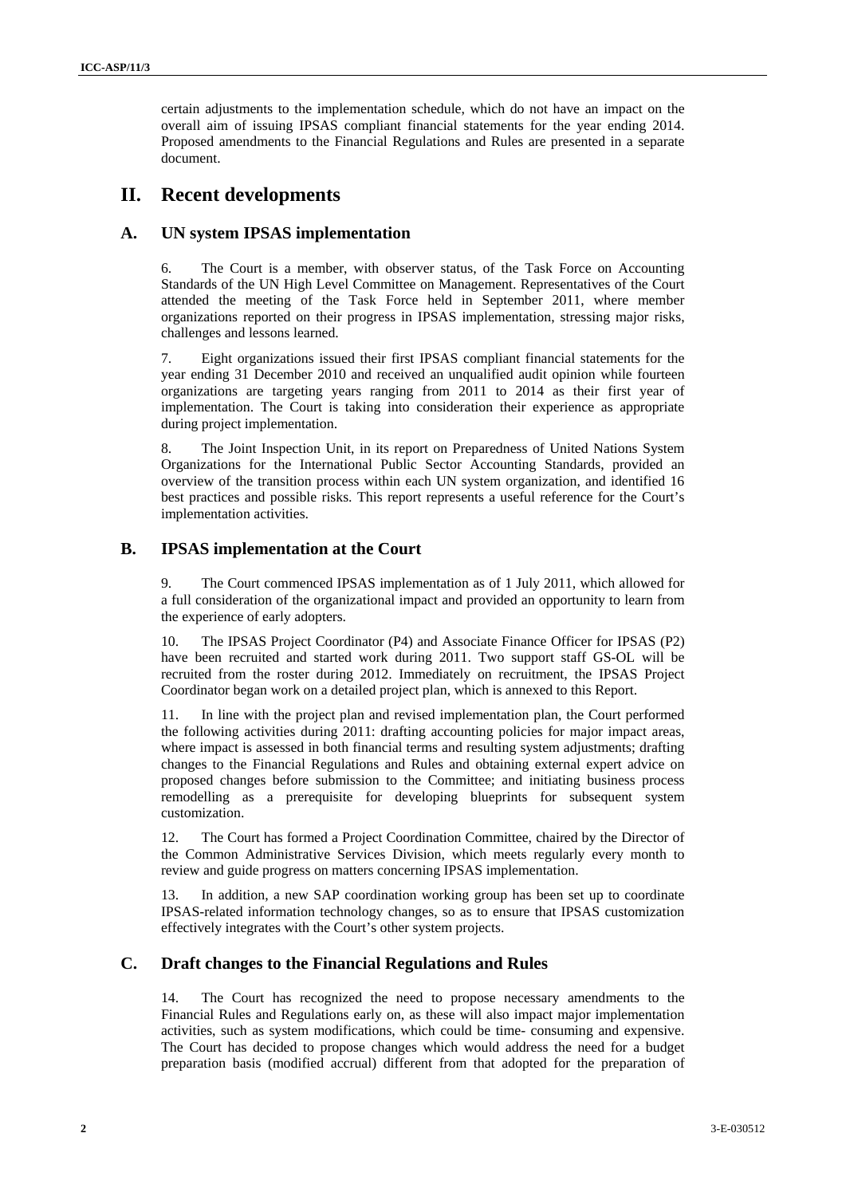certain adjustments to the implementation schedule, which do not have an impact on the overall aim of issuing IPSAS compliant financial statements for the year ending 2014. Proposed amendments to the Financial Regulations and Rules are presented in a separate document.

# II. Recent developments

## A. UN system IPSAS implementation

6. The Court is a member, with observer status, of the Task Force on Accounting Standards of the UN High Level Committee on Management. Representatives of the Court attended the meeting of the Task Force held in September 2011, where member organizations reported on their progress in IPSAS implementation, stressing major risks, challenges and lessons learned.

7. Eight organizations issued their first IPSAS compliant financial statements for the year ending 31 December 2010 and received an unqualified audit opinion while fourteen organizations are targeting years ranging from 2011 to 2014 as their first year of implementation. The Court is taking into consideration their experience as appropriate during project implementation.

8. The Joint Inspection Unit, in its report on Preparedness of United Nations System Organizations for the International Public Sector Accounting Standards, provided an overview of the transition process within each UN system organization, and identified 16 best practices and possible risks. This report represents a useful reference for the Court's implementation activities.

## B. IPSAS implementation at the Court

9. The Court commenced IPSAS implementation as of 1 July 2011, which allowed for a full consideration of the organizational impact and provided an opportunity to learn from the experience of early adopters.

10. The IPSAS Project Coordinator (P4) and Associate Finance Officer for IPSAS (P2) have been recruited and started work during 2011. Two support staff GS-OL will be recruited from the roster during 2012. Immediately on recruitment, the IPSAS Project Coordinator began work on a detailed project plan, which is annexed to this Report.

11. In line with the project plan and revised implementation plan, the Court performed the following activities during 2011: drafting accounting policies for major impact areas, where impact is assessed in both financial terms and resulting system adjustments; drafting changes to the Financial Regulations and Rules and obtaining external expert advice on proposed changes before submission to the Committee; and initiating business process remodelling as a prerequisite for developing blueprints for subsequent system customization.

12. The Court has formed a Project Coordination Committee, chaired by the Director of the Common Administrative Services Division, which meets regularly every month to review and guide progress on matters concerning IPSAS implementation.

13. In addition, a new SAP coordination working group has been set up to coordinate IPSAS-related information technology changes, so as to ensure that IPSAS customization effectively integrates with the Court's other system projects.

## C. Draft changes to the Financial Regulations and Rules

14. The Court has recognized the need to propose necessary amendments to the Financial Rules and Regulations early on, as these will also impact major implementation activities, such as system modifications, which could be time- consuming and expensive. The Court has decided to propose changes which would address the need for a budget preparation basis (modified accrual) different from that adopted for the preparation of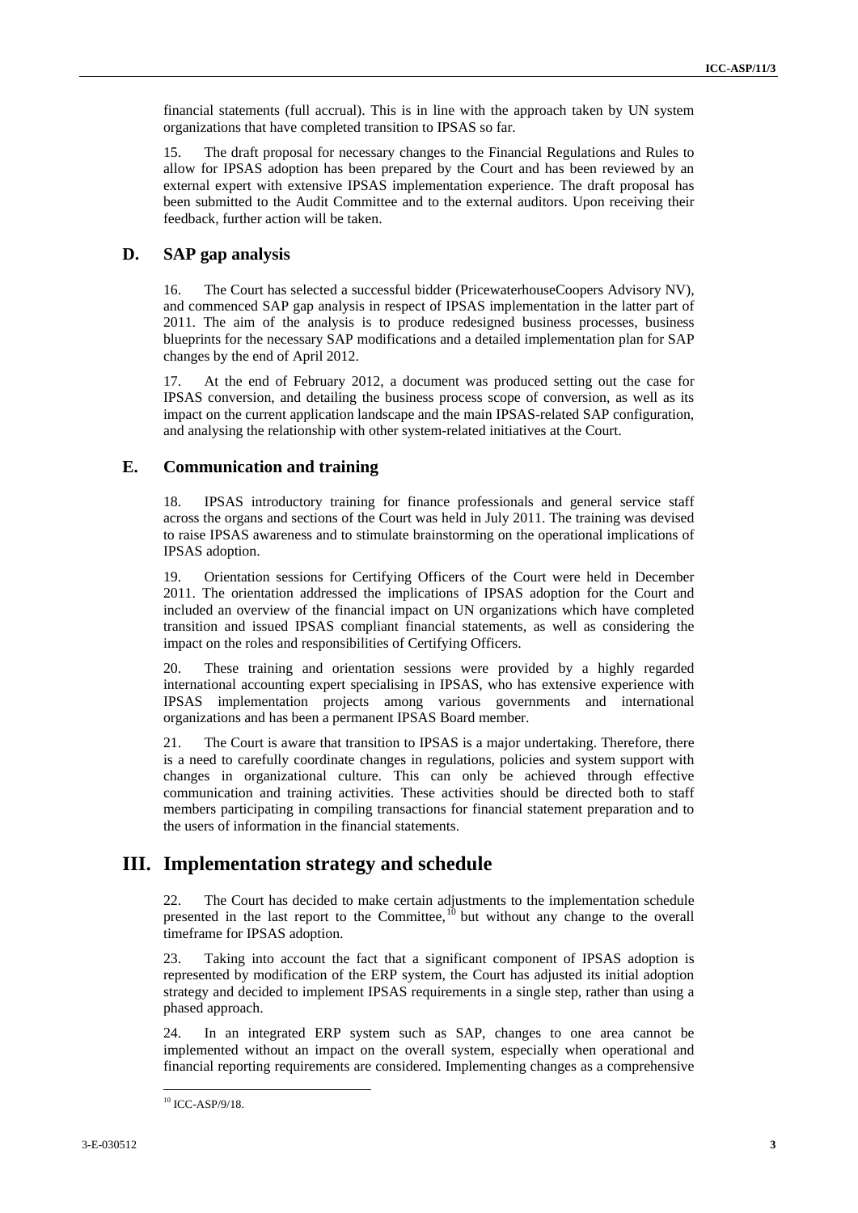financial statements (full accrual). This is in line with the approach taken by UN system organizations that have completed transition to IPSAS so far.

15. The draft proposal for necessary changes to the Financial Regulations and Rules to allow for IPSAS adoption has been prepared by the Court and has been reviewed by an external expert with extensive IPSAS implementation experience. The draft proposal has been submitted to the Audit Committee and to the external auditors. Upon receiving their feedback, further action will be taken.

### D. SAP gap analysis

16. The Court has selected a successful bidder (PricewaterhouseCoopers Advisory NV), and commenced SAP gap analysis in respect of IPSAS implementation in the latter part of 2011. The aim of the analysis is to produce redesigned business processes, business blueprints for the necessary SAP modifications and a detailed implementation plan for SAP changes by the end of April 2012.

17. At the end of February 2012, a document was produced setting out the case for IPSAS conversion, and detailing the business process scope of conversion, as well as its impact on the current application landscape and the main IPSAS-related SAP configuration, and analysing the relationship with other system-related initiatives at the Court.

### E. Communication and training

18. IPSAS introductory training for finance professionals and general service staff across the organs and sections of the Court was held in July 2011. The training was devised to raise IPSAS awareness and to stimulate brainstorming on the operational implications of IPSAS adoption.

19. Orientation sessions for Certifying Officers of the Court were held in December 2011. The orientation addressed the implications of IPSAS adoption for the Court and included an overview of the financial impact on UN organizations which have completed transition and issued IPSAS compliant financial statements, as well as considering the impact on the roles and responsibilities of Certifying Officers.

20. These training and orientation sessions were provided by a highly regarded international accounting expert specialising in IPSAS, who has extensive experience with IPSAS implementation projects among various governments and international organizations and has been a permanent IPSAS Board member.

21. The Court is aware that transition to IPSAS is a major undertaking. Therefore, there is a need to carefully coordinate changes in regulations, policies and system support with changes in organizational culture. This can only be achieved through effective communication and training activities. These activities should be directed both to staff members participating in compiling transactions for financial statement preparation and to the users of information in the financial statements.

## III. Implementation strategy and schedule

22. The Court has decided to make certain adjustments to the implementation schedule presented in the last report to the Committee,[10] but without any change to the overall timeframe for IPSAS adoption.

23. Taking into account the fact that a significant component of IPSAS adoption is represented by modification of the ERP system, the Court has adjusted its initial adoption strategy and decided to implement IPSAS requirements in a single step, rather than using a phased approach.

24. In an integrated ERP system such as SAP, changes to one area cannot be implemented without an impact on the overall system, especially when operational and financial reporting requirements are considered. Implementing changes as a comprehensive

[10] ICC-ASP/9/18.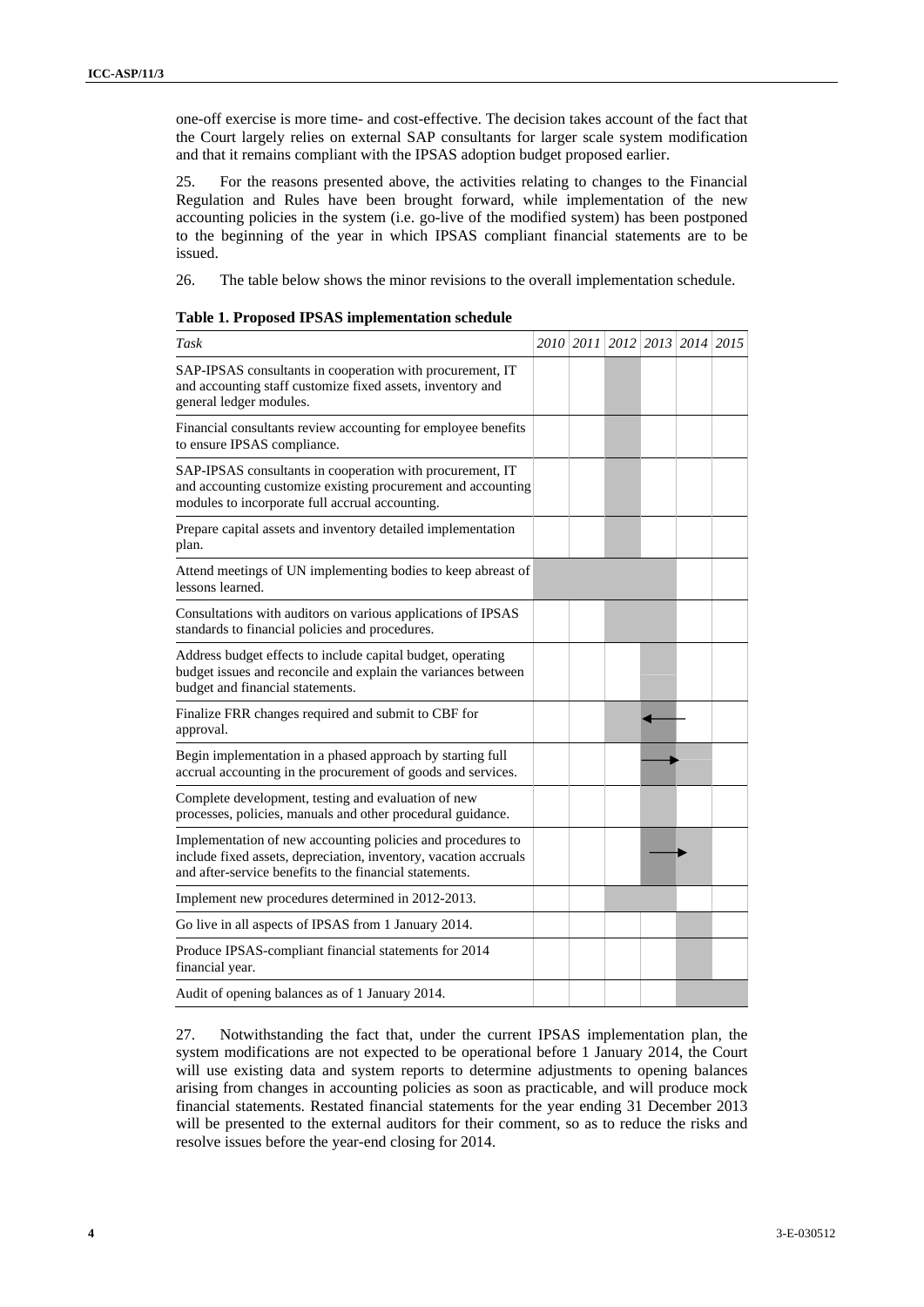one-off exercise is more time- and cost-effective. The decision takes account of the fact that the Court largely relies on external SAP consultants for larger scale system modification and that it remains compliant with the IPSAS adoption budget proposed earlier.

25. For the reasons presented above, the activities relating to changes to the Financial Regulation and Rules have been brought forward, while implementation of the new accounting policies in the system (i.e. go-live of the modified system) has been postponed to the beginning of the year in which IPSAS compliant financial statements are to be issued.

26. The table below shows the minor revisions to the overall implementation schedule.

**Table 1. Proposed IPSAS implementation schedule**

| *Task* | *2010* | *2011* | *2012* | *2013* | *2014* | *2015* |
|---|---|---|---|---|---|---|
| SAP-IPSAS consultants in cooperation with procurement, IT and accounting staff customize fixed assets, inventory and general ledger modules. | | | ■ | | | |
| Financial consultants review accounting for employee benefits to ensure IPSAS compliance. | | | ■ | | | |
| SAP-IPSAS consultants in cooperation with procurement, IT and accounting staff customize existing procurement and accounting modules to incorporate full accrual accounting. | | | ■ | | | |
| Prepare capital assets and inventory detailed implementation plan. | | | ■ | | | |
| Attend meetings of UN implementing bodies to keep abreast of lessons learned. | ■ | ■ | ■ | ■ | | |
| Consultations with auditors on various applications of IPSAS standards to financial policies and procedures. | | | ■ | ■ | | |
| Address budget effects to include capital budget, operating budget issues and reconcile and explain the variances between budget and financial statements. | | | | ■ | | |
| Finalize FRR changes required and submit to CBF for approval. | | | ■ | ■ ← | | |
| Begin implementation in a phased approach by starting full accrual accounting in the procurement of goods and services. | | | | ■ → | ■ | |
| Complete development, testing and evaluation of new processes, policies, manuals and other procedural guidance. | | | | ■ | | |
| Implementation of new accounting policies and procedures to include fixed assets, depreciation, inventory, vacation accruals and after-service benefits to the financial statements. | | | | ■ → | ■ | |
| Implement new procedures determined in 2012-2013. | | | ■ | ■ | | |
| Go live in all aspects of IPSAS from 1 January 2014. | | | | | ■ | |
| Produce IPSAS-compliant financial statements for 2014 financial year. | | | | | ■ | |
| Audit of opening balances as of 1 January 2014. | | | | | ■ | ■ |

27. Notwithstanding the fact that, under the current IPSAS implementation plan, the system modifications are not expected to be operational before 1 January 2014, the Court will use existing data and system reports to determine adjustments to opening balances arising from changes in accounting policies as soon as practicable, and will produce mock financial statements. Restated financial statements for the year ending 31 December 2013 will be presented to the external auditors for their comment, so as to reduce the risks and resolve issues before the year-end closing for 2014.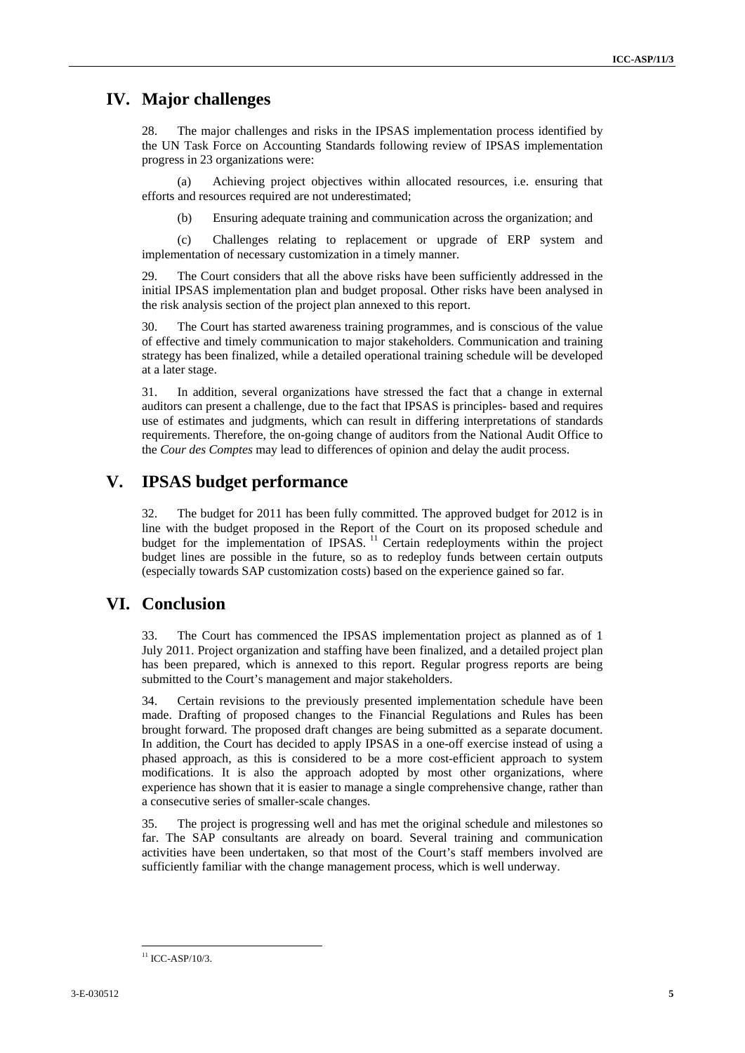# IV. Major challenges

28. The major challenges and risks in the IPSAS implementation process identified by the UN Task Force on Accounting Standards following review of IPSAS implementation progress in 23 organizations were:

(a) Achieving project objectives within allocated resources, i.e. ensuring that efforts and resources required are not underestimated;

(b) Ensuring adequate training and communication across the organization; and

(c) Challenges relating to replacement or upgrade of ERP system and implementation of necessary customization in a timely manner.

29. The Court considers that all the above risks have been sufficiently addressed in the initial IPSAS implementation plan and budget proposal. Other risks have been analysed in the risk analysis section of the project plan annexed to this report.

30. The Court has started awareness training programmes, and is conscious of the value of effective and timely communication to major stakeholders. Communication and training strategy has been finalized, while a detailed operational training schedule will be developed at a later stage.

31. In addition, several organizations have stressed the fact that a change in external auditors can present a challenge, due to the fact that IPSAS is principles- based and requires use of estimates and judgments, which can result in differing interpretations of standards requirements. Therefore, the on-going change of auditors from the National Audit Office to the *Cour des Comptes* may lead to differences of opinion and delay the audit process.

# V. IPSAS budget performance

32. The budget for 2011 has been fully committed. The approved budget for 2012 is in line with the budget proposed in the Report of the Court on its proposed schedule and budget for the implementation of IPSAS. [11] Certain redeployments within the project budget lines are possible in the future, so as to redeploy funds between certain outputs (especially towards SAP customization costs) based on the experience gained so far.

# VI. Conclusion

33. The Court has commenced the IPSAS implementation project as planned as of 1 July 2011. Project organization and staffing have been finalized, and a detailed project plan has been prepared, which is annexed to this report. Regular progress reports are being submitted to the Court's management and major stakeholders.

34. Certain revisions to the previously presented implementation schedule have been made. Drafting of proposed changes to the Financial Regulations and Rules has been brought forward. The proposed draft changes are being submitted as a separate document. In addition, the Court has decided to apply IPSAS in a one-off exercise instead of using a phased approach, as this is considered to be a more cost-efficient approach to system modifications. It is also the approach adopted by most other organizations, where experience has shown that it is easier to manage a single comprehensive change, rather than a consecutive series of smaller-scale changes.

35. The project is progressing well and has met the original schedule and milestones so far. The SAP consultants are already on board. Several training and communication activities have been undertaken, so that most of the Court's staff members involved are sufficiently familiar with the change management process, which is well underway.

---

[11] ICC-ASP/10/3.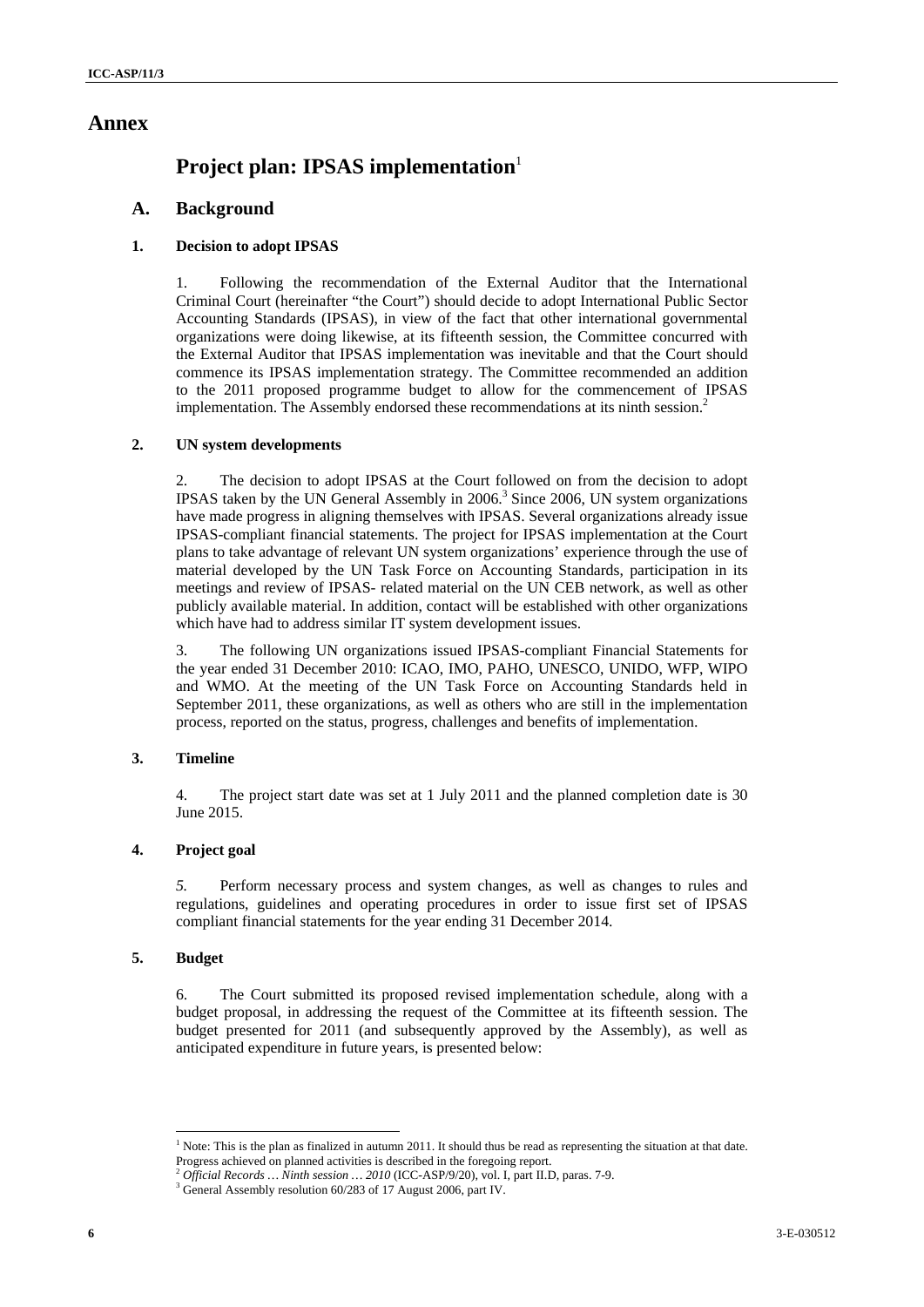# Annex

## Project plan: IPSAS implementation[1]

### A. Background

#### 1. Decision to adopt IPSAS

1. Following the recommendation of the External Auditor that the International Criminal Court (hereinafter "the Court") should decide to adopt International Public Sector Accounting Standards (IPSAS), in view of the fact that other international governmental organizations were doing likewise, at its fifteenth session, the Committee concurred with the External Auditor that IPSAS implementation was inevitable and that the Court should commence its IPSAS implementation strategy. The Committee recommended an addition to the 2011 proposed programme budget to allow for the commencement of IPSAS implementation. The Assembly endorsed these recommendations at its ninth session.[2]

#### 2. UN system developments

2. The decision to adopt IPSAS at the Court followed on from the decision to adopt IPSAS taken by the UN General Assembly in 2006.[3] Since 2006, UN system organizations have made progress in aligning themselves with IPSAS. Several organizations already issue IPSAS-compliant financial statements. The project for IPSAS implementation at the Court plans to take advantage of relevant UN system organizations' experience through the use of material developed by the UN Task Force on Accounting Standards, participation in its meetings and review of IPSAS- related material on the UN CEB network, as well as other publicly available material. In addition, contact will be established with other organizations which have had to address similar IT system development issues.

3. The following UN organizations issued IPSAS-compliant Financial Statements for the year ended 31 December 2010: ICAO, IMO, PAHO, UNESCO, UNIDO, WFP, WIPO and WMO. At the meeting of the UN Task Force on Accounting Standards held in September 2011, these organizations, as well as others who are still in the implementation process, reported on the status, progress, challenges and benefits of implementation.

#### 3. Timeline

4. The project start date was set at 1 July 2011 and the planned completion date is 30 June 2015.

#### 4. Project goal

*5.* Perform necessary process and system changes, as well as changes to rules and regulations, guidelines and operating procedures in order to issue first set of IPSAS compliant financial statements for the year ending 31 December 2014.

#### 5. Budget

6. The Court submitted its proposed revised implementation schedule, along with a budget proposal, in addressing the request of the Committee at its fifteenth session. The budget presented for 2011 (and subsequently approved by the Assembly), as well as anticipated expenditure in future years, is presented below:

---

[1] Note: This is the plan as finalized in autumn 2011. It should thus be read as representing the situation at that date. Progress achieved on planned activities is described in the foregoing report.

[2] *Official Records … Ninth session … 2010* (ICC-ASP/9/20), vol. I, part II.D, paras. 7-9.

[3] General Assembly resolution 60/283 of 17 August 2006, part IV.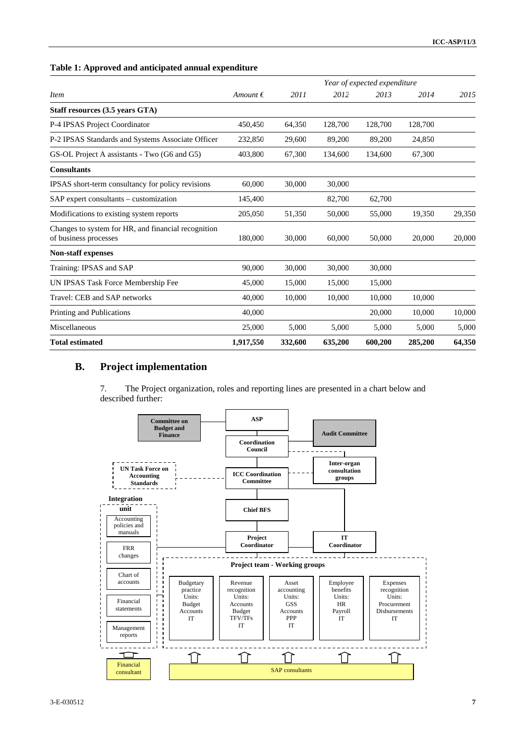**Table 1: Approved and anticipated annual expenditure**

| *Item* | *Amount €* | *Year of expected expenditure* 2011 | 2012 | 2013 | 2014 | 2015 |
|---|---|---|---|---|---|---|
| **Staff resources (3.5 years GTA)** | | | | | | |
| P-4 IPSAS Project Coordinator | 450,450 | 64,350 | 128,700 | 128,700 | 128,700 | |
| P-2 IPSAS Standards and Systems Associate Officer | 232,850 | 29,600 | 89,200 | 89,200 | 24,850 | |
| GS-OL Project A assistants - Two (G6 and G5) | 403,800 | 67,300 | 134,600 | 134,600 | 67,300 | |
| **Consultants** | | | | | | |
| IPSAS short-term consultancy for policy revisions | 60,000 | 30,000 | 30,000 | | | |
| SAP expert consultants – customization | 145,400 | | 82,700 | 62,700 | | |
| Modifications to existing system reports | 205,050 | 51,350 | 50,000 | 55,000 | 19,350 | 29,350 |
| Changes to system for HR, and financial recognition of business processes | 180,000 | 30,000 | 60,000 | 50,000 | 20,000 | 20,000 |
| **Non-staff expenses** | | | | | | |
| Training: IPSAS and SAP | 90,000 | 30,000 | 30,000 | 30,000 | | |
| UN IPSAS Task Force Membership Fee | 45,000 | 15,000 | 15,000 | 15,000 | | |
| Travel: CEB and SAP networks | 40,000 | 10,000 | 10,000 | 10,000 | 10,000 | |
| Printing and Publications | 40,000 | | | 20,000 | 10,000 | 10,000 |
| Miscellaneous | 25,000 | 5,000 | 5,000 | 5,000 | 5,000 | 5,000 |
| **Total estimated** | **1,917,550** | **332,600** | **635,200** | **600,200** | **285,200** | **64,350** |

## B. Project implementation

7. The Project organization, roles and reporting lines are presented in a chart below and described further:

- **ASP**
  - **Committee on Budget and Finance**
  - **Audit Committee**
- **Coordination Council**
- **Inter-organ consultation groups**
- **UN Task Force on Accounting Standards**
- **ICC Coordination Committee**
- **Chief BFS**
- **Project Coordinator**
- **IT Coordinator**
- **Integration unit**: Accounting policies and manuals; FRR changes; Chart of accounts; Financial statements; Management reports
- **Project team - Working groups**:
  - Budgetary practice — Units: Budget, Accounts, IT
  - Revenue recognition — Units: Accounts, Budget, TFV/TFs, IT
  - Asset accounting — Units: GSS, Accounts, PPP, IT
  - Employee benefits — Units: HR, Payroll, IT
  - Expenses recognition — Units: Procurement, Disbursements, IT
- Financial consultant
- SAP consultants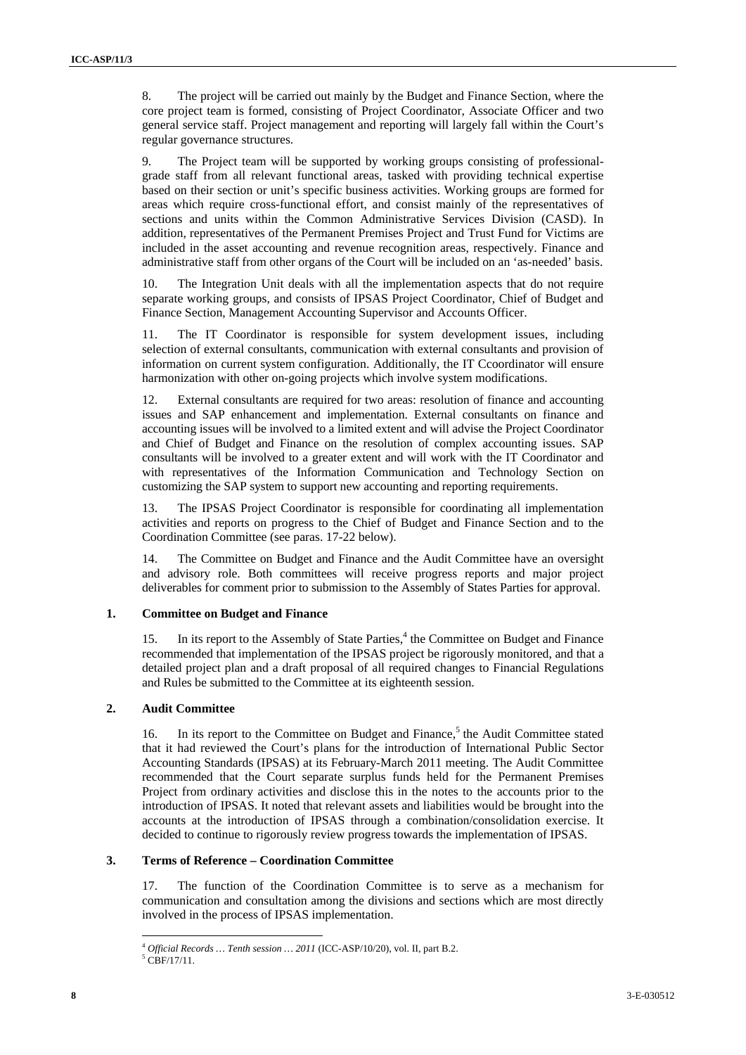8. The project will be carried out mainly by the Budget and Finance Section, where the core project team is formed, consisting of Project Coordinator, Associate Officer and two general service staff. Project management and reporting will largely fall within the Court's regular governance structures.

9. The Project team will be supported by working groups consisting of professional-grade staff from all relevant functional areas, tasked with providing technical expertise based on their section or unit's specific business activities. Working groups are formed for areas which require cross-functional effort, and consist mainly of the representatives of sections and units within the Common Administrative Services Division (CASD). In addition, representatives of the Permanent Premises Project and Trust Fund for Victims are included in the asset accounting and revenue recognition areas, respectively. Finance and administrative staff from other organs of the Court will be included on an 'as-needed' basis.

10. The Integration Unit deals with all the implementation aspects that do not require separate working groups, and consists of IPSAS Project Coordinator, Chief of Budget and Finance Section, Management Accounting Supervisor and Accounts Officer.

11. The IT Coordinator is responsible for system development issues, including selection of external consultants, communication with external consultants and provision of information on current system configuration. Additionally, the IT Ccoordinator will ensure harmonization with other on-going projects which involve system modifications.

12. External consultants are required for two areas: resolution of finance and accounting issues and SAP enhancement and implementation. External consultants on finance and accounting issues will be involved to a limited extent and will advise the Project Coordinator and Chief of Budget and Finance on the resolution of complex accounting issues. SAP consultants will be involved to a greater extent and will work with the IT Coordinator and with representatives of the Information Communication and Technology Section on customizing the SAP system to support new accounting and reporting requirements.

13. The IPSAS Project Coordinator is responsible for coordinating all implementation activities and reports on progress to the Chief of Budget and Finance Section and to the Coordination Committee (see paras. 17-22 below).

14. The Committee on Budget and Finance and the Audit Committee have an oversight and advisory role. Both committees will receive progress reports and major project deliverables for comment prior to submission to the Assembly of States Parties for approval.

### 1. Committee on Budget and Finance

15. In its report to the Assembly of State Parties,[4] the Committee on Budget and Finance recommended that implementation of the IPSAS project be rigorously monitored, and that a detailed project plan and a draft proposal of all required changes to Financial Regulations and Rules be submitted to the Committee at its eighteenth session.

### 2. Audit Committee

16. In its report to the Committee on Budget and Finance,[5] the Audit Committee stated that it had reviewed the Court's plans for the introduction of International Public Sector Accounting Standards (IPSAS) at its February-March 2011 meeting. The Audit Committee recommended that the Court separate surplus funds held for the Permanent Premises Project from ordinary activities and disclose this in the notes to the accounts prior to the introduction of IPSAS. It noted that relevant assets and liabilities would be brought into the accounts at the introduction of IPSAS through a combination/consolidation exercise. It decided to continue to rigorously review progress towards the implementation of IPSAS.

### 3. Terms of Reference – Coordination Committee

17. The function of the Coordination Committee is to serve as a mechanism for communication and consultation among the divisions and sections which are most directly involved in the process of IPSAS implementation.

---

[4] *Official Records … Tenth session … 2011* (ICC-ASP/10/20), vol. II, part B.2.

[5] CBF/17/11.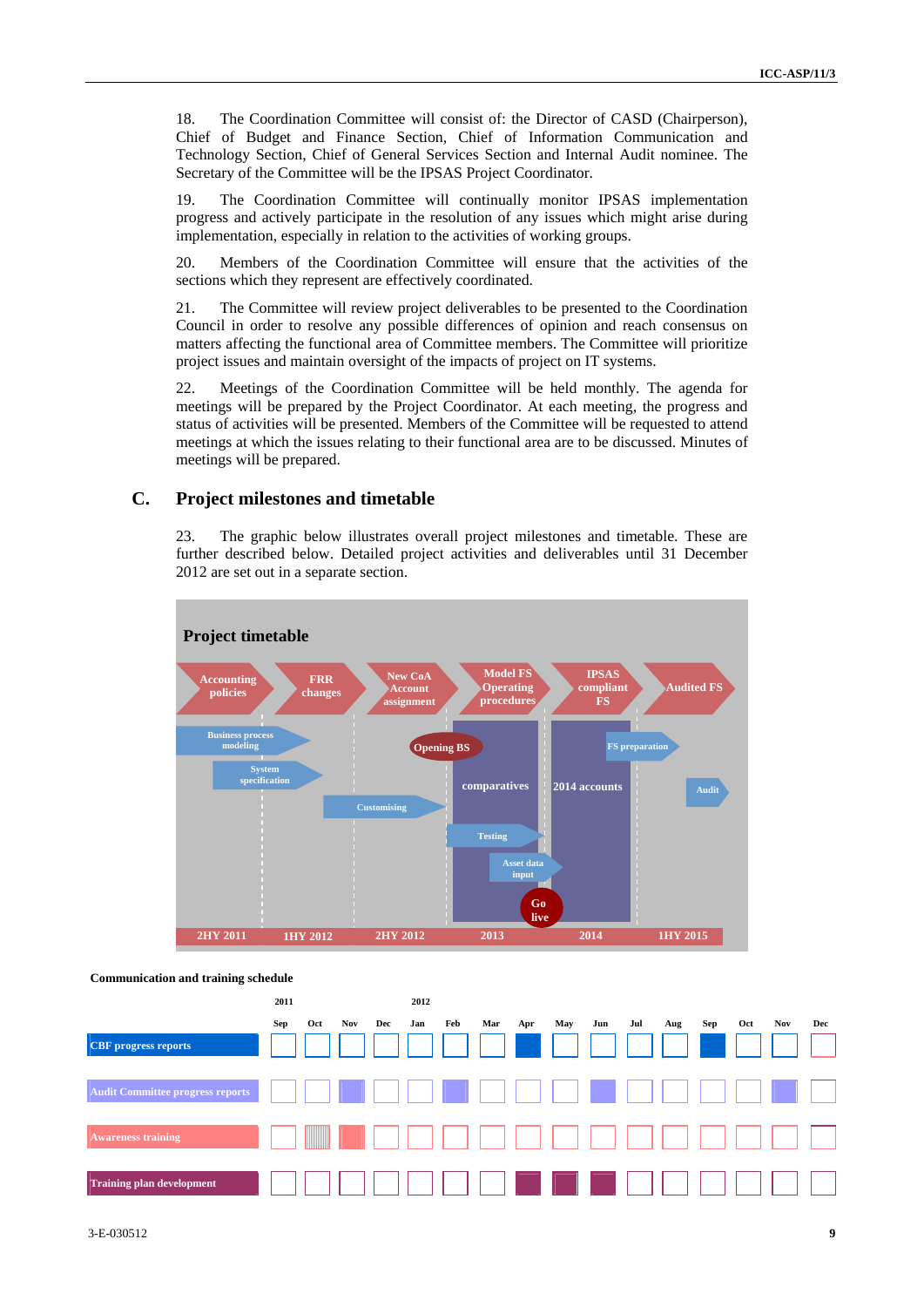18. The Coordination Committee will consist of: the Director of CASD (Chairperson), Chief of Budget and Finance Section, Chief of Information Communication and Technology Section, Chief of General Services Section and Internal Audit nominee. The Secretary of the Committee will be the IPSAS Project Coordinator.

19. The Coordination Committee will continually monitor IPSAS implementation progress and actively participate in the resolution of any issues which might arise during implementation, especially in relation to the activities of working groups.

20. Members of the Coordination Committee will ensure that the activities of the sections which they represent are effectively coordinated.

21. The Committee will review project deliverables to be presented to the Coordination Council in order to resolve any possible differences of opinion and reach consensus on matters affecting the functional area of Committee members. The Committee will prioritize project issues and maintain oversight of the impacts of project on IT systems.

22. Meetings of the Coordination Committee will be held monthly. The agenda for meetings will be prepared by the Project Coordinator. At each meeting, the progress and status of activities will be presented. Members of the Committee will be requested to attend meetings at which the issues relating to their functional area are to be discussed. Minutes of meetings will be prepared.

## C. Project milestones and timetable

23. The graphic below illustrates overall project milestones and timetable. These are further described below. Detailed project activities and deliverables until 31 December 2012 are set out in a separate section.

**Project timetable**

Accounting policies → FRR changes → New CoA Account assignment → Model FS Operating procedures → IPSAS compliant FS → Audited FS

Business process modeling; System specification; Customising; Opening BS; comparatives; Testing; Asset data input; Go live; 2014 accounts; FS preparation; Audit

2HY 2011 | 1HY 2012 | 2HY 2012 | 2013 | 2014 | 1HY 2015

**Communication and training schedule**

| | 2011 Sep | Oct | Nov | Dec | 2012 Jan | Feb | Mar | Apr | May | Jun | Jul | Aug | Sep | Oct | Nov | Dec |
|---|---|---|---|---|---|---|---|---|---|---|---|---|---|---|---|---|
| CBF progress reports | | | | | | | | ■ | | | | | ■ | | | |
| Audit Committee progress reports | | | ■ | | | ■ | | | | ■ | | | | | ■ | |
| Awareness training | | ■ | ■ | | | | | | | | | | | | | |
| Training plan development | | | | | | | | ■ | ■ | ■ | | | | | | |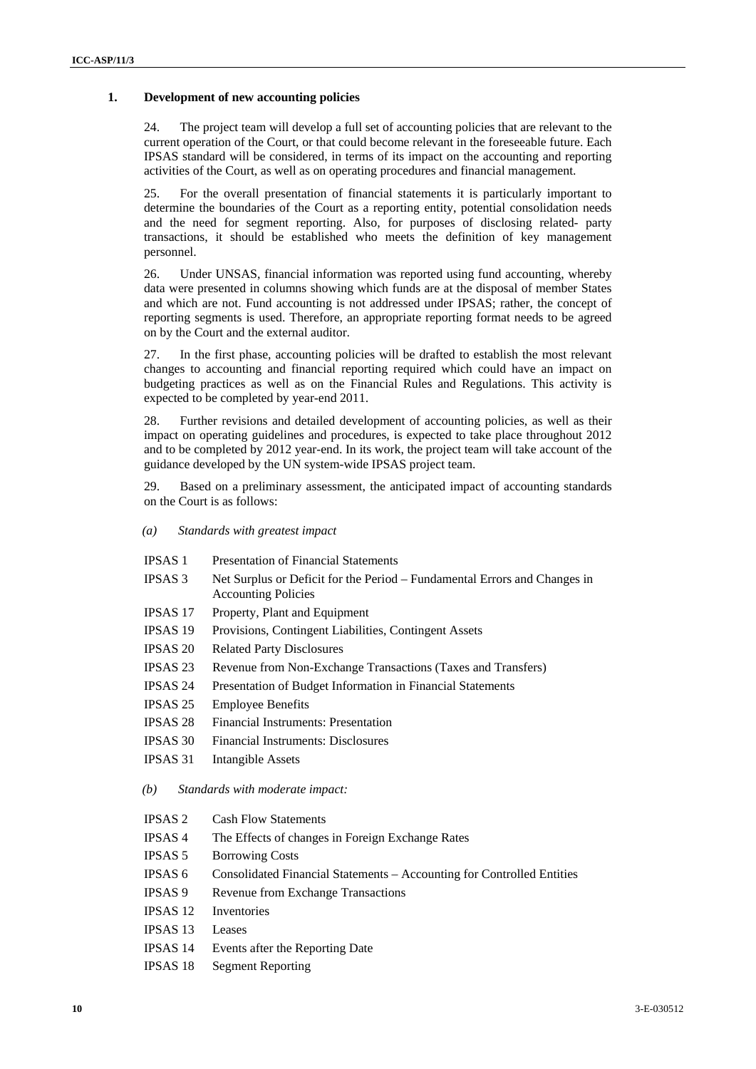### 1. Development of new accounting policies

24. The project team will develop a full set of accounting policies that are relevant to the current operation of the Court, or that could become relevant in the foreseeable future. Each IPSAS standard will be considered, in terms of its impact on the accounting and reporting activities of the Court, as well as on operating procedures and financial management.

25. For the overall presentation of financial statements it is particularly important to determine the boundaries of the Court as a reporting entity, potential consolidation needs and the need for segment reporting. Also, for purposes of disclosing related- party transactions, it should be established who meets the definition of key management personnel.

26. Under UNSAS, financial information was reported using fund accounting, whereby data were presented in columns showing which funds are at the disposal of member States and which are not. Fund accounting is not addressed under IPSAS; rather, the concept of reporting segments is used. Therefore, an appropriate reporting format needs to be agreed on by the Court and the external auditor.

27. In the first phase, accounting policies will be drafted to establish the most relevant changes to accounting and financial reporting required which could have an impact on budgeting practices as well as on the Financial Rules and Regulations. This activity is expected to be completed by year-end 2011.

28. Further revisions and detailed development of accounting policies, as well as their impact on operating guidelines and procedures, is expected to take place throughout 2012 and to be completed by 2012 year-end. In its work, the project team will take account of the guidance developed by the UN system-wide IPSAS project team.

29. Based on a preliminary assessment, the anticipated impact of accounting standards on the Court is as follows:

*(a) Standards with greatest impact*

| | |
|---|---|
| IPSAS 1 | Presentation of Financial Statements |
| IPSAS 3 | Net Surplus or Deficit for the Period – Fundamental Errors and Changes in Accounting Policies |
| IPSAS 17 | Property, Plant and Equipment |
| IPSAS 19 | Provisions, Contingent Liabilities, Contingent Assets |
| IPSAS 20 | Related Party Disclosures |
| IPSAS 23 | Revenue from Non-Exchange Transactions (Taxes and Transfers) |
| IPSAS 24 | Presentation of Budget Information in Financial Statements |
| IPSAS 25 | Employee Benefits |
| IPSAS 28 | Financial Instruments: Presentation |
| IPSAS 30 | Financial Instruments: Disclosures |
| IPSAS 31 | Intangible Assets |

*(b) Standards with moderate impact:*

| | |
|---|---|
| IPSAS 2 | Cash Flow Statements |
| IPSAS 4 | The Effects of changes in Foreign Exchange Rates |
| IPSAS 5 | Borrowing Costs |
| IPSAS 6 | Consolidated Financial Statements – Accounting for Controlled Entities |
| IPSAS 9 | Revenue from Exchange Transactions |
| IPSAS 12 | Inventories |
| IPSAS 13 | Leases |
| IPSAS 14 | Events after the Reporting Date |
| IPSAS 18 | Segment Reporting |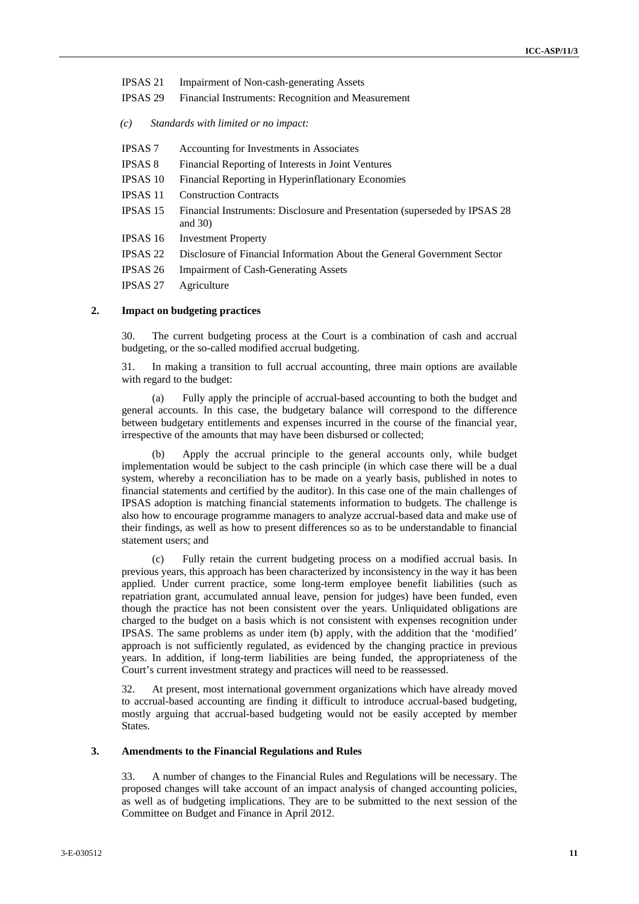IPSAS 21 Impairment of Non-cash-generating Assets

IPSAS 29 Financial Instruments: Recognition and Measurement

*(c) Standards with limited or no impact:*

IPSAS 7 Accounting for Investments in Associates

IPSAS 8 Financial Reporting of Interests in Joint Ventures

IPSAS 10 Financial Reporting in Hyperinflationary Economies

IPSAS 11 Construction Contracts

IPSAS 15 Financial Instruments: Disclosure and Presentation (superseded by IPSAS 28 and 30)

IPSAS 16 Investment Property

IPSAS 22 Disclosure of Financial Information About the General Government Sector

IPSAS 26 Impairment of Cash-Generating Assets

IPSAS 27 Agriculture

### 2. Impact on budgeting practices

30. The current budgeting process at the Court is a combination of cash and accrual budgeting, or the so-called modified accrual budgeting.

31. In making a transition to full accrual accounting, three main options are available with regard to the budget:

(a) Fully apply the principle of accrual-based accounting to both the budget and general accounts. In this case, the budgetary balance will correspond to the difference between budgetary entitlements and expenses incurred in the course of the financial year, irrespective of the amounts that may have been disbursed or collected;

(b) Apply the accrual principle to the general accounts only, while budget implementation would be subject to the cash principle (in which case there will be a dual system, whereby a reconciliation has to be made on a yearly basis, published in notes to financial statements and certified by the auditor). In this case one of the main challenges of IPSAS adoption is matching financial statements information to budgets. The challenge is also how to encourage programme managers to analyze accrual-based data and make use of their findings, as well as how to present differences so as to be understandable to financial statement users; and

(c) Fully retain the current budgeting process on a modified accrual basis. In previous years, this approach has been characterized by inconsistency in the way it has been applied. Under current practice, some long-term employee benefit liabilities (such as repatriation grant, accumulated annual leave, pension for judges) have been funded, even though the practice has not been consistent over the years. Unliquidated obligations are charged to the budget on a basis which is not consistent with expenses recognition under IPSAS. The same problems as under item (b) apply, with the addition that the 'modified' approach is not sufficiently regulated, as evidenced by the changing practice in previous years. In addition, if long-term liabilities are being funded, the appropriateness of the Court's current investment strategy and practices will need to be reassessed.

32. At present, most international government organizations which have already moved to accrual-based accounting are finding it difficult to introduce accrual-based budgeting, mostly arguing that accrual-based budgeting would not be easily accepted by member States.

### 3. Amendments to the Financial Regulations and Rules

33. A number of changes to the Financial Rules and Regulations will be necessary. The proposed changes will take account of an impact analysis of changed accounting policies, as well as of budgeting implications. They are to be submitted to the next session of the Committee on Budget and Finance in April 2012.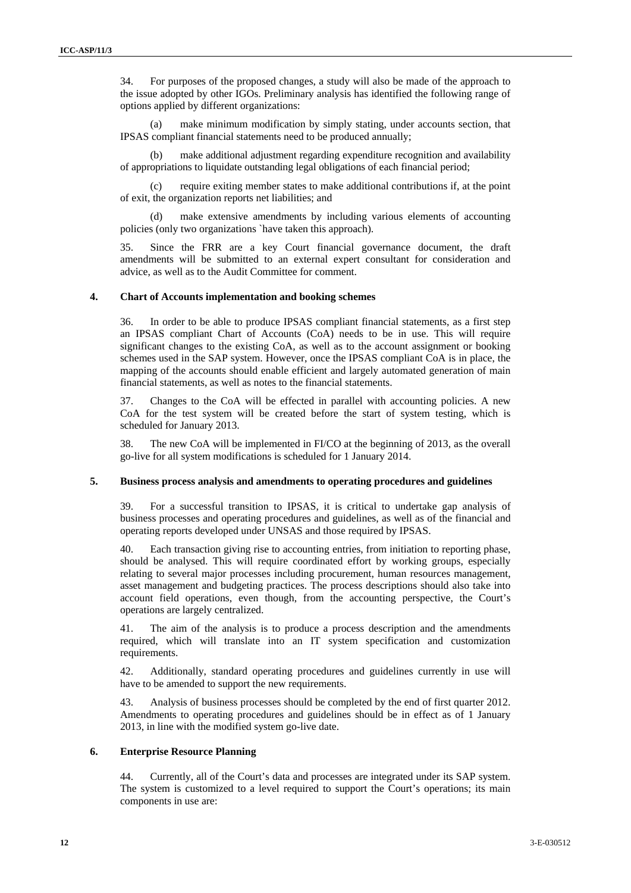34. For purposes of the proposed changes, a study will also be made of the approach to the issue adopted by other IGOs. Preliminary analysis has identified the following range of options applied by different organizations:

(a) make minimum modification by simply stating, under accounts section, that IPSAS compliant financial statements need to be produced annually;

(b) make additional adjustment regarding expenditure recognition and availability of appropriations to liquidate outstanding legal obligations of each financial period;

(c) require exiting member states to make additional contributions if, at the point of exit, the organization reports net liabilities; and

(d) make extensive amendments by including various elements of accounting policies (only two organizations `have taken this approach).

35. Since the FRR are a key Court financial governance document, the draft amendments will be submitted to an external expert consultant for consideration and advice, as well as to the Audit Committee for comment.

### 4. Chart of Accounts implementation and booking schemes

36. In order to be able to produce IPSAS compliant financial statements, as a first step an IPSAS compliant Chart of Accounts (CoA) needs to be in use. This will require significant changes to the existing CoA, as well as to the account assignment or booking schemes used in the SAP system. However, once the IPSAS compliant CoA is in place, the mapping of the accounts should enable efficient and largely automated generation of main financial statements, as well as notes to the financial statements.

37. Changes to the CoA will be effected in parallel with accounting policies. A new CoA for the test system will be created before the start of system testing, which is scheduled for January 2013.

38. The new CoA will be implemented in FI/CO at the beginning of 2013, as the overall go-live for all system modifications is scheduled for 1 January 2014.

### 5. Business process analysis and amendments to operating procedures and guidelines

39. For a successful transition to IPSAS, it is critical to undertake gap analysis of business processes and operating procedures and guidelines, as well as of the financial and operating reports developed under UNSAS and those required by IPSAS.

40. Each transaction giving rise to accounting entries, from initiation to reporting phase, should be analysed. This will require coordinated effort by working groups, especially relating to several major processes including procurement, human resources management, asset management and budgeting practices. The process descriptions should also take into account field operations, even though, from the accounting perspective, the Court's operations are largely centralized.

41. The aim of the analysis is to produce a process description and the amendments required, which will translate into an IT system specification and customization requirements.

42. Additionally, standard operating procedures and guidelines currently in use will have to be amended to support the new requirements.

43. Analysis of business processes should be completed by the end of first quarter 2012. Amendments to operating procedures and guidelines should be in effect as of 1 January 2013, in line with the modified system go-live date.

### 6. Enterprise Resource Planning

44. Currently, all of the Court's data and processes are integrated under its SAP system. The system is customized to a level required to support the Court's operations; its main components in use are: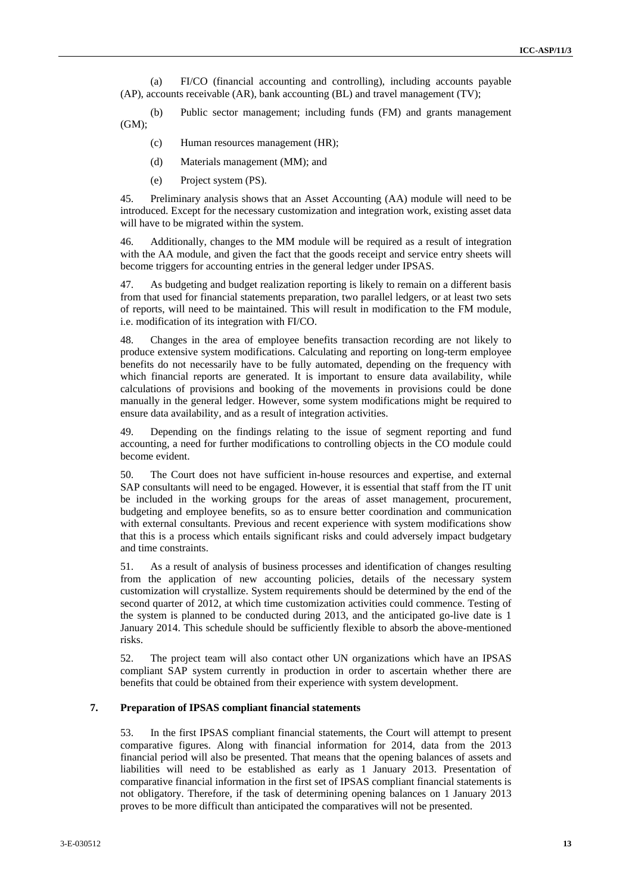(a) FI/CO (financial accounting and controlling), including accounts payable (AP), accounts receivable (AR), bank accounting (BL) and travel management (TV);

(b) Public sector management; including funds (FM) and grants management (GM);

(c) Human resources management (HR);

(d) Materials management (MM); and

(e) Project system (PS).

45. Preliminary analysis shows that an Asset Accounting (AA) module will need to be introduced. Except for the necessary customization and integration work, existing asset data will have to be migrated within the system.

46. Additionally, changes to the MM module will be required as a result of integration with the AA module, and given the fact that the goods receipt and service entry sheets will become triggers for accounting entries in the general ledger under IPSAS.

47. As budgeting and budget realization reporting is likely to remain on a different basis from that used for financial statements preparation, two parallel ledgers, or at least two sets of reports, will need to be maintained. This will result in modification to the FM module, i.e. modification of its integration with FI/CO.

48. Changes in the area of employee benefits transaction recording are not likely to produce extensive system modifications. Calculating and reporting on long-term employee benefits do not necessarily have to be fully automated, depending on the frequency with which financial reports are generated. It is important to ensure data availability, while calculations of provisions and booking of the movements in provisions could be done manually in the general ledger. However, some system modifications might be required to ensure data availability, and as a result of integration activities.

49. Depending on the findings relating to the issue of segment reporting and fund accounting, a need for further modifications to controlling objects in the CO module could become evident.

50. The Court does not have sufficient in-house resources and expertise, and external SAP consultants will need to be engaged. However, it is essential that staff from the IT unit be included in the working groups for the areas of asset management, procurement, budgeting and employee benefits, so as to ensure better coordination and communication with external consultants. Previous and recent experience with system modifications show that this is a process which entails significant risks and could adversely impact budgetary and time constraints.

51. As a result of analysis of business processes and identification of changes resulting from the application of new accounting policies, details of the necessary system customization will crystallize. System requirements should be determined by the end of the second quarter of 2012, at which time customization activities could commence. Testing of the system is planned to be conducted during 2013, and the anticipated go-live date is 1 January 2014. This schedule should be sufficiently flexible to absorb the above-mentioned risks.

52. The project team will also contact other UN organizations which have an IPSAS compliant SAP system currently in production in order to ascertain whether there are benefits that could be obtained from their experience with system development.

## 7. Preparation of IPSAS compliant financial statements

53. In the first IPSAS compliant financial statements, the Court will attempt to present comparative figures. Along with financial information for 2014, data from the 2013 financial period will also be presented. That means that the opening balances of assets and liabilities will need to be established as early as 1 January 2013. Presentation of comparative financial information in the first set of IPSAS compliant financial statements is not obligatory. Therefore, if the task of determining opening balances on 1 January 2013 proves to be more difficult than anticipated the comparatives will not be presented.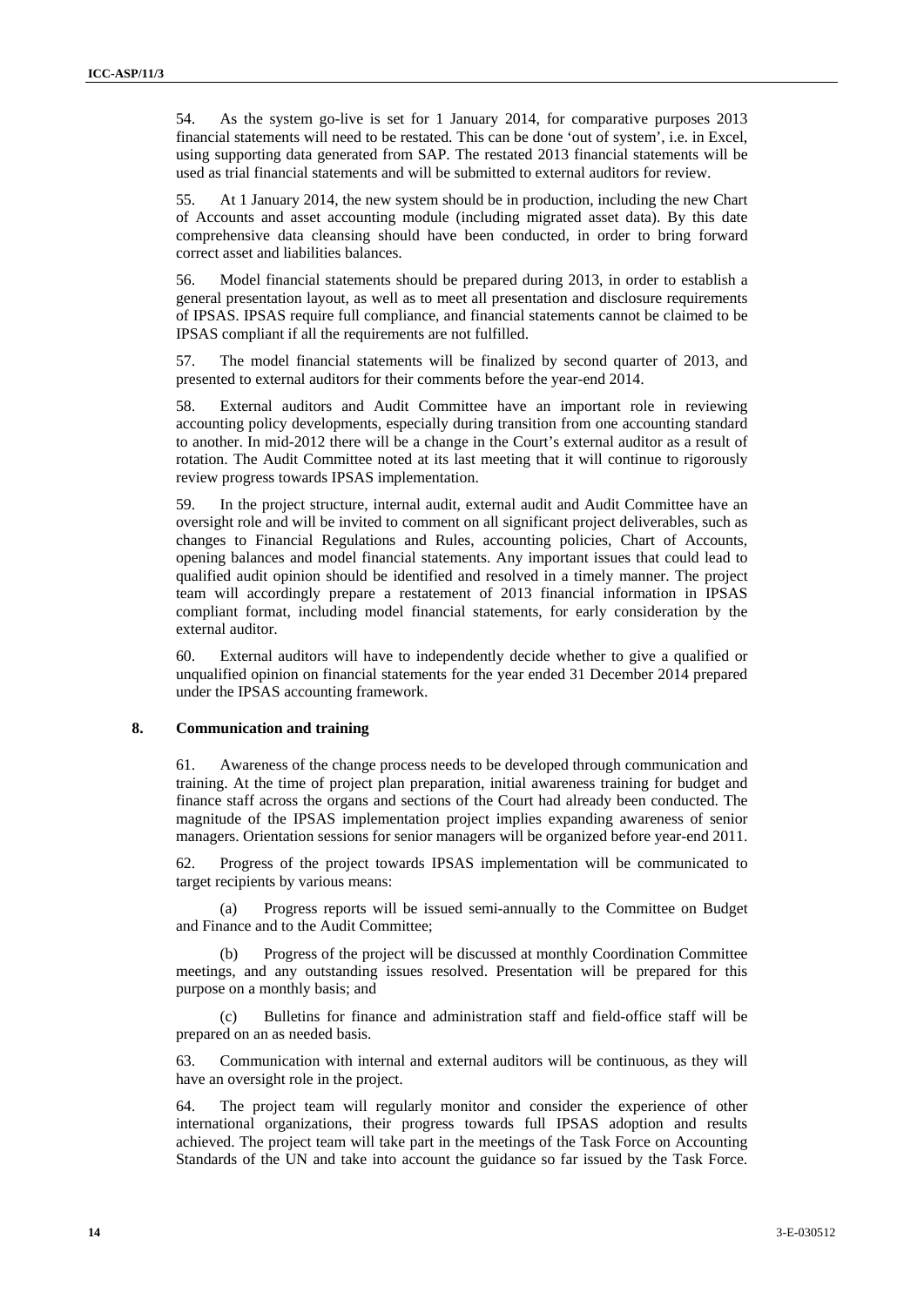54. As the system go-live is set for 1 January 2014, for comparative purposes 2013 financial statements will need to be restated. This can be done 'out of system', i.e. in Excel, using supporting data generated from SAP. The restated 2013 financial statements will be used as trial financial statements and will be submitted to external auditors for review.

55. At 1 January 2014, the new system should be in production, including the new Chart of Accounts and asset accounting module (including migrated asset data). By this date comprehensive data cleansing should have been conducted, in order to bring forward correct asset and liabilities balances.

56. Model financial statements should be prepared during 2013, in order to establish a general presentation layout, as well as to meet all presentation and disclosure requirements of IPSAS. IPSAS require full compliance, and financial statements cannot be claimed to be IPSAS compliant if all the requirements are not fulfilled.

57. The model financial statements will be finalized by second quarter of 2013, and presented to external auditors for their comments before the year-end 2014.

58. External auditors and Audit Committee have an important role in reviewing accounting policy developments, especially during transition from one accounting standard to another. In mid-2012 there will be a change in the Court's external auditor as a result of rotation. The Audit Committee noted at its last meeting that it will continue to rigorously review progress towards IPSAS implementation.

59. In the project structure, internal audit, external audit and Audit Committee have an oversight role and will be invited to comment on all significant project deliverables, such as changes to Financial Regulations and Rules, accounting policies, Chart of Accounts, opening balances and model financial statements. Any important issues that could lead to qualified audit opinion should be identified and resolved in a timely manner. The project team will accordingly prepare a restatement of 2013 financial information in IPSAS compliant format, including model financial statements, for early consideration by the external auditor.

60. External auditors will have to independently decide whether to give a qualified or unqualified opinion on financial statements for the year ended 31 December 2014 prepared under the IPSAS accounting framework.

### 8. Communication and training

61. Awareness of the change process needs to be developed through communication and training. At the time of project plan preparation, initial awareness training for budget and finance staff across the organs and sections of the Court had already been conducted. The magnitude of the IPSAS implementation project implies expanding awareness of senior managers. Orientation sessions for senior managers will be organized before year-end 2011.

62. Progress of the project towards IPSAS implementation will be communicated to target recipients by various means:

(a) Progress reports will be issued semi-annually to the Committee on Budget and Finance and to the Audit Committee;

(b) Progress of the project will be discussed at monthly Coordination Committee meetings, and any outstanding issues resolved. Presentation will be prepared for this purpose on a monthly basis; and

(c) Bulletins for finance and administration staff and field-office staff will be prepared on an as needed basis.

63. Communication with internal and external auditors will be continuous, as they will have an oversight role in the project.

64. The project team will regularly monitor and consider the experience of other international organizations, their progress towards full IPSAS adoption and results achieved. The project team will take part in the meetings of the Task Force on Accounting Standards of the UN and take into account the guidance so far issued by the Task Force.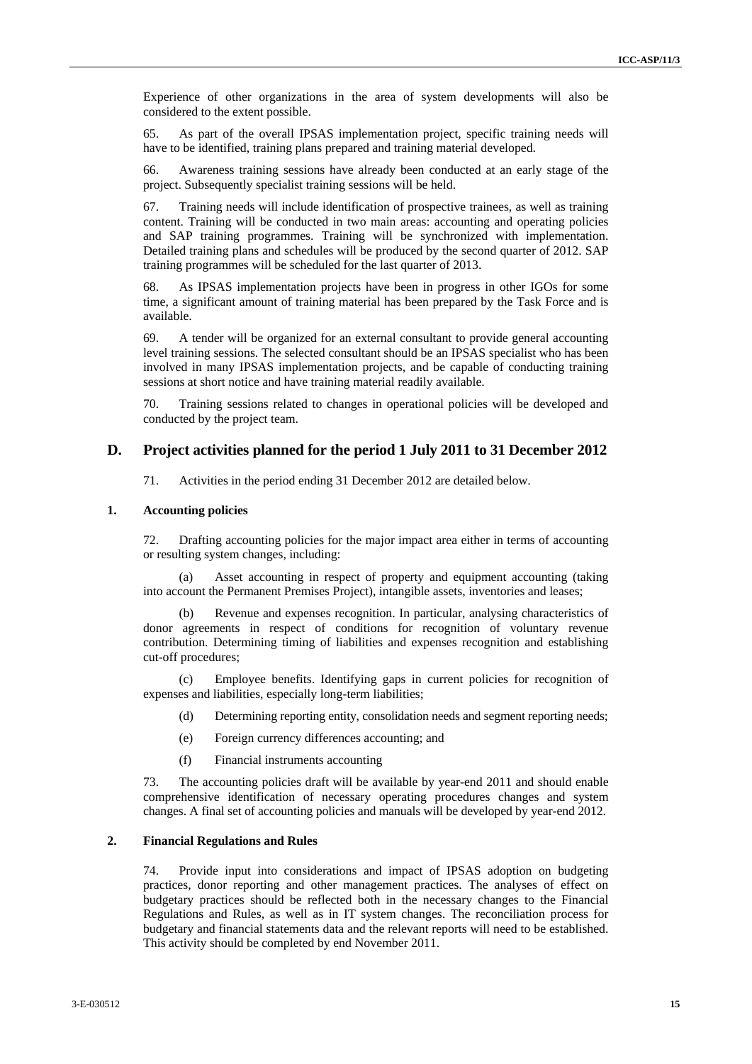Experience of other organizations in the area of system developments will also be considered to the extent possible.

65. As part of the overall IPSAS implementation project, specific training needs will have to be identified, training plans prepared and training material developed.

66. Awareness training sessions have already been conducted at an early stage of the project. Subsequently specialist training sessions will be held.

67. Training needs will include identification of prospective trainees, as well as training content. Training will be conducted in two main areas: accounting and operating policies and SAP training programmes. Training will be synchronized with implementation. Detailed training plans and schedules will be produced by the second quarter of 2012. SAP training programmes will be scheduled for the last quarter of 2013.

68. As IPSAS implementation projects have been in progress in other IGOs for some time, a significant amount of training material has been prepared by the Task Force and is available.

69. A tender will be organized for an external consultant to provide general accounting level training sessions. The selected consultant should be an IPSAS specialist who has been involved in many IPSAS implementation projects, and be capable of conducting training sessions at short notice and have training material readily available.

70. Training sessions related to changes in operational policies will be developed and conducted by the project team.

## D. Project activities planned for the period 1 July 2011 to 31 December 2012

71. Activities in the period ending 31 December 2012 are detailed below.

### 1. Accounting policies

72. Drafting accounting policies for the major impact area either in terms of accounting or resulting system changes, including:

(a) Asset accounting in respect of property and equipment accounting (taking into account the Permanent Premises Project), intangible assets, inventories and leases;

(b) Revenue and expenses recognition. In particular, analysing characteristics of donor agreements in respect of conditions for recognition of voluntary revenue contribution. Determining timing of liabilities and expenses recognition and establishing cut-off procedures;

(c) Employee benefits. Identifying gaps in current policies for recognition of expenses and liabilities, especially long-term liabilities;

(d) Determining reporting entity, consolidation needs and segment reporting needs;

(e) Foreign currency differences accounting; and

(f) Financial instruments accounting

73. The accounting policies draft will be available by year-end 2011 and should enable comprehensive identification of necessary operating procedures changes and system changes. A final set of accounting policies and manuals will be developed by year-end 2012.

### 2. Financial Regulations and Rules

74. Provide input into considerations and impact of IPSAS adoption on budgeting practices, donor reporting and other management practices. The analyses of effect on budgetary practices should be reflected both in the necessary changes to the Financial Regulations and Rules, as well as in IT system changes. The reconciliation process for budgetary and financial statements data and the relevant reports will need to be established. This activity should be completed by end November 2011.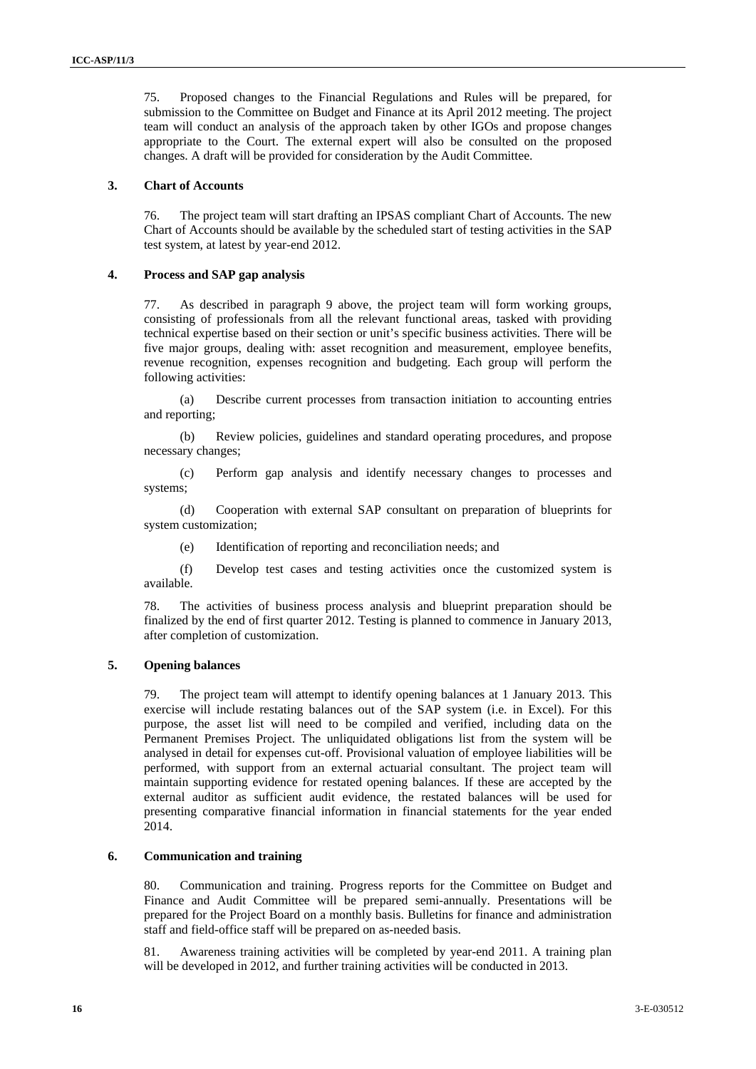75. Proposed changes to the Financial Regulations and Rules will be prepared, for submission to the Committee on Budget and Finance at its April 2012 meeting. The project team will conduct an analysis of the approach taken by other IGOs and propose changes appropriate to the Court. The external expert will also be consulted on the proposed changes. A draft will be provided for consideration by the Audit Committee.

### 3. Chart of Accounts

76. The project team will start drafting an IPSAS compliant Chart of Accounts. The new Chart of Accounts should be available by the scheduled start of testing activities in the SAP test system, at latest by year-end 2012.

### 4. Process and SAP gap analysis

77. As described in paragraph 9 above, the project team will form working groups, consisting of professionals from all the relevant functional areas, tasked with providing technical expertise based on their section or unit's specific business activities. There will be five major groups, dealing with: asset recognition and measurement, employee benefits, revenue recognition, expenses recognition and budgeting. Each group will perform the following activities:

(a) Describe current processes from transaction initiation to accounting entries and reporting;

(b) Review policies, guidelines and standard operating procedures, and propose necessary changes;

(c) Perform gap analysis and identify necessary changes to processes and systems;

(d) Cooperation with external SAP consultant on preparation of blueprints for system customization;

(e) Identification of reporting and reconciliation needs; and

(f) Develop test cases and testing activities once the customized system is available.

78. The activities of business process analysis and blueprint preparation should be finalized by the end of first quarter 2012. Testing is planned to commence in January 2013, after completion of customization.

### 5. Opening balances

79. The project team will attempt to identify opening balances at 1 January 2013. This exercise will include restating balances out of the SAP system (i.e. in Excel). For this purpose, the asset list will need to be compiled and verified, including data on the Permanent Premises Project. The unliquidated obligations list from the system will be analysed in detail for expenses cut-off. Provisional valuation of employee liabilities will be performed, with support from an external actuarial consultant. The project team will maintain supporting evidence for restated opening balances. If these are accepted by the external auditor as sufficient audit evidence, the restated balances will be used for presenting comparative financial information in financial statements for the year ended 2014.

### 6. Communication and training

80. Communication and training. Progress reports for the Committee on Budget and Finance and Audit Committee will be prepared semi-annually. Presentations will be prepared for the Project Board on a monthly basis. Bulletins for finance and administration staff and field-office staff will be prepared on as-needed basis.

81. Awareness training activities will be completed by year-end 2011. A training plan will be developed in 2012, and further training activities will be conducted in 2013.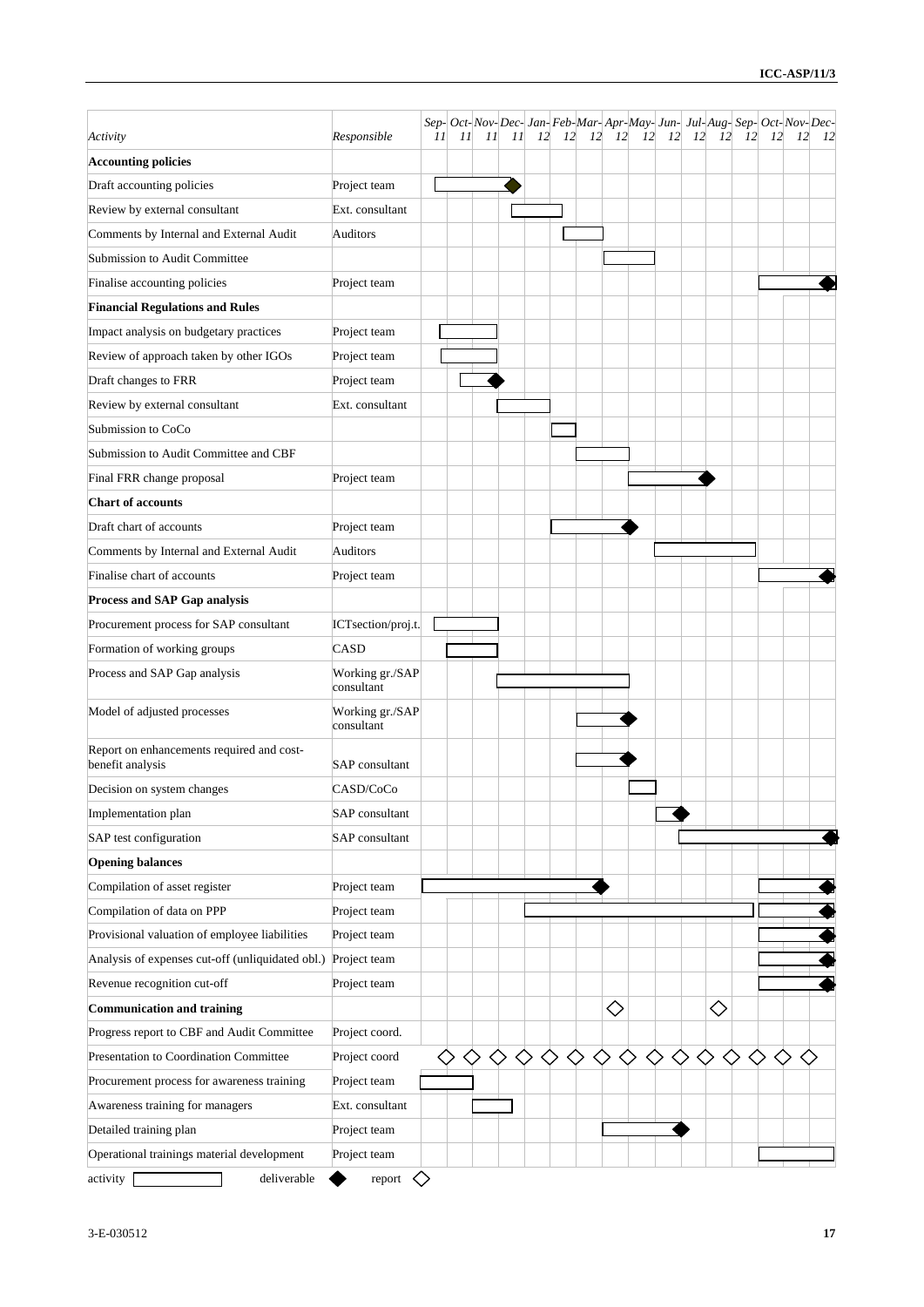| Activity | Responsible | Sep-11 | Oct-11 | Nov-11 | Dec-11 | Jan-12 | Feb-12 | Mar-12 | Apr-12 | May-12 | Jun-12 | Jul-12 | Aug-12 | Sep-12 | Oct-12 | Nov-12 | Dec-12 |
|---|---|---|---|---|---|---|---|---|---|---|---|---|---|---|---|---|---|
| **Accounting policies** | | | | | | | | | | | | | | | | | |
| Draft accounting policies | Project team | | | | | | | | | | | | | | | | |
| Review by external consultant | Ext. consultant | | | | | | | | | | | | | | | | |
| Comments by Internal and External Audit | Auditors | | | | | | | | | | | | | | | | |
| Submission to Audit Committee | | | | | | | | | | | | | | | | | |
| Finalise accounting policies | Project team | | | | | | | | | | | | | | | | |
| **Financial Regulations and Rules** | | | | | | | | | | | | | | | | | |
| Impact analysis on budgetary practices | Project team | | | | | | | | | | | | | | | | |
| Review of approach taken by other IGOs | Project team | | | | | | | | | | | | | | | | |
| Draft changes to FRR | Project team | | | | | | | | | | | | | | | | |
| Review by external consultant | Ext. consultant | | | | | | | | | | | | | | | | |
| Submission to CoCo | | | | | | | | | | | | | | | | | |
| Submission to Audit Committee and CBF | | | | | | | | | | | | | | | | | |
| Final FRR change proposal | Project team | | | | | | | | | | | | | | | | |
| **Chart of accounts** | | | | | | | | | | | | | | | | | |
| Draft chart of accounts | Project team | | | | | | | | | | | | | | | | |
| Comments by Internal and External Audit | Auditors | | | | | | | | | | | | | | | | |
| Finalise chart of accounts | Project team | | | | | | | | | | | | | | | | |
| **Process and SAP Gap analysis** | | | | | | | | | | | | | | | | | |
| Procurement process for SAP consultant | ICTsection/proj.t. | | | | | | | | | | | | | | | | |
| Formation of working groups | CASD | | | | | | | | | | | | | | | | |
| Process and SAP Gap analysis | Working gr./SAP consultant | | | | | | | | | | | | | | | | |
| Model of adjusted processes | Working gr./SAP consultant | | | | | | | | | | | | | | | | |
| Report on enhancements required and cost-benefit analysis | SAP consultant | | | | | | | | | | | | | | | | |
| Decision on system changes | CASD/CoCo | | | | | | | | | | | | | | | | |
| Implementation plan | SAP consultant | | | | | | | | | | | | | | | | |
| SAP test configuration | SAP consultant | | | | | | | | | | | | | | | | |
| **Opening balances** | | | | | | | | | | | | | | | | | |
| Compilation of asset register | Project team | | | | | | | | | | | | | | | | |
| Compilation of data on PPP | Project team | | | | | | | | | | | | | | | | |
| Provisional valuation of employee liabilities | Project team | | | | | | | | | | | | | | | | |
| Analysis of expenses cut-off (unliquidated obl.) | Project team | | | | | | | | | | | | | | | | |
| Revenue recognition cut-off | Project team | | | | | | | | | | | | | | | | |
| **Communication and training** | | | | | | | | | | | | | | | | | |
| Progress report to CBF and Audit Committee | Project coord. | | | | | | | | | | | | | | | | |
| Presentation to Coordination Committee | Project coord | | | | | | | | | | | | | | | | |
| Procurement process for awareness training | Project team | | | | | | | | | | | | | | | | |
| Awareness training for managers | Ext. consultant | | | | | | | | | | | | | | | | |
| Detailed training plan | Project team | | | | | | | | | | | | | | | | |
| Operational trainings material development | Project team | | | | | | | | | | | | | | | | |

activity ▭ deliverable ◆ report ◇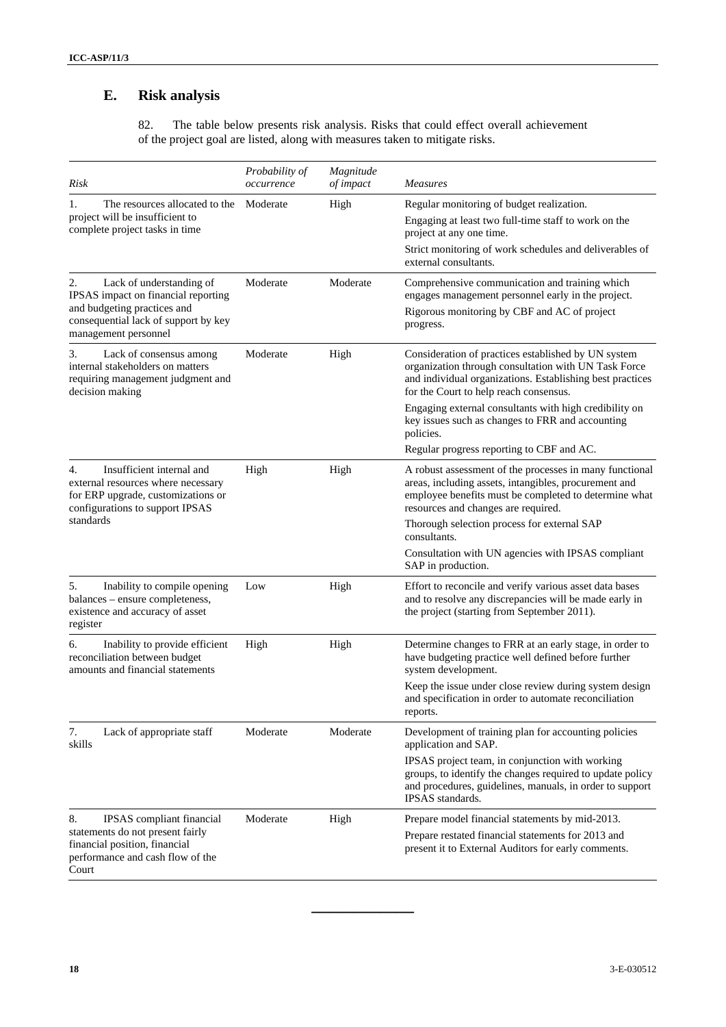## E. Risk analysis

82. The table below presents risk analysis. Risks that could effect overall achievement of the project goal are listed, along with measures taken to mitigate risks.

| *Risk* | *Probability of occurrence* | *Magnitude of impact* | *Measures* |
|---|---|---|---|
| 1. The resources allocated to the project will be insufficient to complete project tasks in time | Moderate | High | Regular monitoring of budget realization.<br>Engaging at least two full-time staff to work on the project at any one time.<br>Strict monitoring of work schedules and deliverables of external consultants. |
| 2. Lack of understanding of IPSAS impact on financial reporting and budgeting practices and consequential lack of support by key management personnel | Moderate | Moderate | Comprehensive communication and training which engages management personnel early in the project.<br>Rigorous monitoring by CBF and AC of project progress. |
| 3. Lack of consensus among internal stakeholders on matters requiring management judgment and decision making | Moderate | High | Consideration of practices established by UN system organization through consultation with UN Task Force and individual organizations. Establishing best practices for the Court to help reach consensus.<br>Engaging external consultants with high credibility on key issues such as changes to FRR and accounting policies.<br>Regular progress reporting to CBF and AC. |
| 4. Insufficient internal and external resources where necessary for ERP upgrade, customizations or configurations to support IPSAS standards | High | High | A robust assessment of the processes in many functional areas, including assets, intangibles, procurement and employee benefits must be completed to determine what resources and changes are required.<br>Thorough selection process for external SAP consultants.<br>Consultation with UN agencies with IPSAS compliant SAP in production. |
| 5. Inability to compile opening balances – ensure completeness, existence and accuracy of asset register | Low | High | Effort to reconcile and verify various asset data bases and to resolve any discrepancies will be made early in the project (starting from September 2011). |
| 6. Inability to provide efficient reconciliation between budget amounts and financial statements | High | High | Determine changes to FRR at an early stage, in order to have budgeting practice well defined before further system development.<br>Keep the issue under close review during system design and specification in order to automate reconciliation reports. |
| 7. Lack of appropriate staff skills | Moderate | Moderate | Development of training plan for accounting policies application and SAP.<br>IPSAS project team, in conjunction with working groups, to identify the changes required to update policy and procedures, guidelines, manuals, in order to support IPSAS standards. |
| 8. IPSAS compliant financial statements do not present fairly financial position, financial performance and cash flow of the Court | Moderate | High | Prepare model financial statements by mid-2013.<br>Prepare restated financial statements for 2013 and present it to External Auditors for early comments. |

---